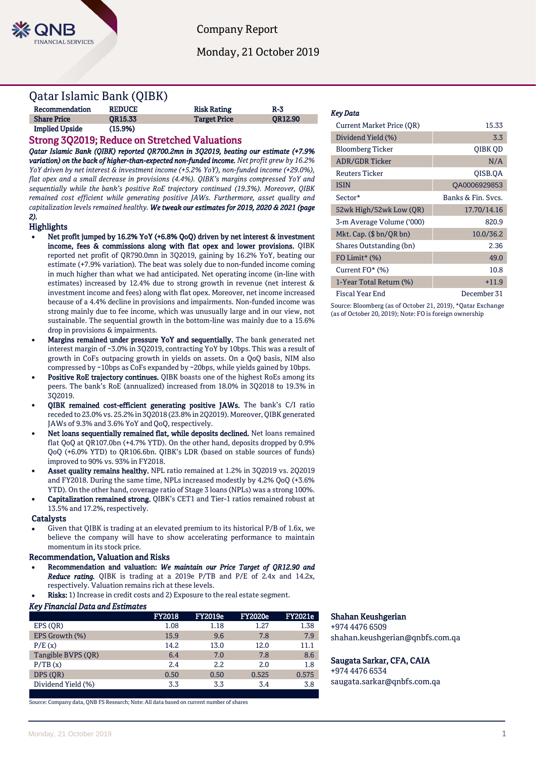Company Report

Monday, 21 October 2019

# Qatar Islamic Bank (QIBK)

| Recommendation | REDUCE | Risk Rating | R-3 |
|---|---|---|---|
| **Share Price** | **QR15.33** | **Target Price** | **QR12.90** |
| **Implied Upside** | **(15.9%)** | | |

## Strong 3Q2019; Reduce on Stretched Valuations

***Qatar Islamic Bank (QIBK) reported QR700.2mn in 3Q2019, beating our estimate (+7.9% variation) on the back of higher-than-expected non-funded income.*** *Net profit grew by 16.2% YoY driven by net interest & investment income (+5.2% YoY), non-funded income (+29.0%), flat opex and a small decrease in provisions (4.4%). QIBK's margins compressed YoY and sequentially while the bank's positive RoE trajectory continued (19.3%). Moreover, QIBK remained cost efficient while generating positive JAWs. Furthermore, asset quality and capitalization levels remained healthy.* ***We tweak our estimates for 2019, 2020 & 2021 (page 2).***

### Highlights

- **Net profit jumped by 16.2% YoY (+6.8% QoQ) driven by net interest & investment income, fees & commissions along with flat opex and lower provisions.** QIBK reported net profit of QR790.0mn in 3Q2019, gaining by 16.2% YoY, beating our estimate (+7.9% variation). The beat was solely due to non-funded income coming in much higher than what we had anticipated. Net operating income (in-line with estimates) increased by 12.4% due to strong growth in revenue (net interest & investment income and fees) along with flat opex. Moreover, net income increased because of a 4.4% decline in provisions and impairments. Non-funded income was strong mainly due to fee income, which was unusually large and in our view, not sustainable. The sequential growth in the bottom-line was mainly due to a 15.6% drop in provisions & impairments.
- **Margins remained under pressure YoY and sequentially.** The bank generated net interest margin of ~3.0% in 3Q2019, contracting YoY by 10bps. This was a result of growth in CoFs outpacing growth in yields on assets. On a QoQ basis, NIM also compressed by ~10bps as CoFs expanded by ~20bps, while yields gained by 10bps.
- **Positive RoE trajectory continues.** QIBK boasts one of the highest RoEs among its peers. The bank's RoE (annualized) increased from 18.0% in 3Q2018 to 19.3% in 3Q2019.
- **QIBK remained cost-efficient generating positive JAWs.** The bank's C/I ratio receded to 23.0% vs. 25.2% in 3Q2018 (23.8% in 2Q2019). Moreover, QIBK generated JAWs of 9.3% and 3.6% YoY and QoQ, respectively.
- **Net loans sequentially remained flat, while deposits declined.** Net loans remained flat QoQ at QR107.0bn (+4.7% YTD). On the other hand, deposits dropped by 0.9% QoQ (+6.0% YTD) to QR106.6bn. QIBK's LDR (based on stable sources of funds) improved to 90% vs. 93% in FY2018.
- **Asset quality remains healthy.** NPL ratio remained at 1.2% in 3Q2019 vs. 2Q2019 and FY2018. During the same time, NPLs increased modestly by 4.2% QoQ (+3.6% YTD). On the other hand, coverage ratio of Stage 3 loans (NPLs) was a strong 100%.
- **Capitalization remained strong.** QIBK's CET1 and Tier-1 ratios remained robust at 13.5% and 17.2%, respectively.

### Catalysts

- Given that QIBK is trading at an elevated premium to its historical P/B of 1.6x, we believe the company will have to show accelerating performance to maintain momentum in its stock price.

### Recommendation, Valuation and Risks

- **Recommendation and valuation:** ***We maintain our Price Target of QR12.90 and Reduce rating.*** QIBK is trading at a 2019e P/TB and P/E of 2.4x and 14.2x, respectively. Valuation remains rich at these levels.
- **Risks:** 1) Increase in credit costs and 2) Exposure to the real estate segment.

### *Key Financial Data and Estimates*

| | FY2018 | FY2019e | FY2020e | FY2021e |
|---|---|---|---|---|
| EPS (QR) | 1.08 | 1.18 | 1.27 | 1.38 |
| EPS Growth (%) | 15.9 | 9.6 | 7.8 | 7.9 |
| P/E (x) | 14.2 | 13.0 | 12.0 | 11.1 |
| Tangible BVPS (QR) | 6.4 | 7.0 | 7.8 | 8.6 |
| P/TB (x) | 2.4 | 2.2 | 2.0 | 1.8 |
| DPS (QR) | 0.50 | 0.50 | 0.525 | 0.575 |
| Dividend Yield (%) | 3.3 | 3.3 | 3.4 | 3.8 |

Source: Company data, QNB FS Research; Note: All data based on current number of shares

### *Key Data*

| | |
|---|---|
| Current Market Price (QR) | 15.33 |
| Dividend Yield (%) | 3.3 |
| Bloomberg Ticker | QIBK QD |
| ADR/GDR Ticker | N/A |
| Reuters Ticker | QISB.QA |
| ISIN | QA0006929853 |
| Sector* | Banks & Fin. Svcs. |
| 52wk High/52wk Low (QR) | 17.70/14.16 |
| 3-m Average Volume ('000) | 820.9 |
| Mkt. Cap. ($ bn/QR bn) | 10.0/36.2 |
| Shares Outstanding (bn) | 2.36 |
| FO Limit* (%) | 49.0 |
| Current FO* (%) | 10.8 |
| 1-Year Total Return (%) | +11.9 |
| Fiscal Year End | December 31 |

Source: Bloomberg (as of October 21, 2019), *Qatar Exchange (as of October 20, 2019); Note: FO is foreign ownership

**Shahan Keushgerian**
+974 4476 6509
shahan.keushgerian@qnbfs.com.qa

**Saugata Sarkar, CFA, CAIA**
+974 4476 6534
saugata.sarkar@qnbfs.com.qa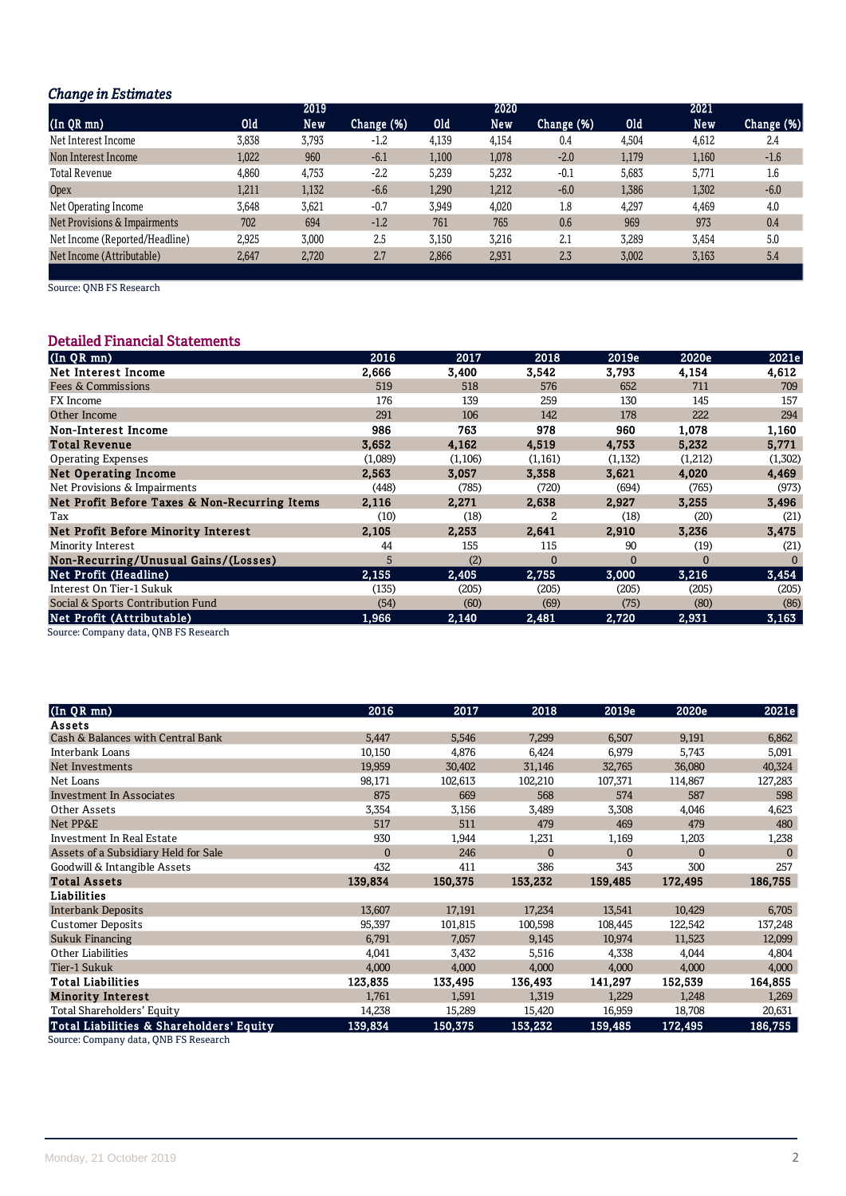### *Change in Estimates*

| (In QR mn) | 2019 Old | 2019 New | 2019 Change (%) | 2020 Old | 2020 New | 2020 Change (%) | 2021 Old | 2021 New | 2021 Change (%) |
|---|---|---|---|---|---|---|---|---|---|
| Net Interest Income | 3,838 | 3,793 | -1.2 | 4,139 | 4,154 | 0.4 | 4,504 | 4,612 | 2.4 |
| Non Interest Income | 1,022 | 960 | -6.1 | 1,100 | 1,078 | -2.0 | 1,179 | 1,160 | -1.6 |
| Total Revenue | 4,860 | 4,753 | -2.2 | 5,239 | 5,232 | -0.1 | 5,683 | 5,771 | 1.6 |
| Opex | 1,211 | 1,132 | -6.6 | 1,290 | 1,212 | -6.0 | 1,386 | 1,302 | -6.0 |
| Net Operating Income | 3,648 | 3,621 | -0.7 | 3,949 | 4,020 | 1.8 | 4,297 | 4,469 | 4.0 |
| Net Provisions & Impairments | 702 | 694 | -1.2 | 761 | 765 | 0.6 | 969 | 973 | 0.4 |
| Net Income (Reported/Headline) | 2,925 | 3,000 | 2.5 | 3,150 | 3,216 | 2.1 | 3,289 | 3,454 | 5.0 |
| Net Income (Attributable) | 2,647 | 2,720 | 2.7 | 2,866 | 2,931 | 2.3 | 3,002 | 3,163 | 5.4 |

Source: QNB FS Research

## Detailed Financial Statements

| (In QR mn) | 2016 | 2017 | 2018 | 2019e | 2020e | 2021e |
|---|---|---|---|---|---|---|
| **Net Interest Income** | **2,666** | **3,400** | **3,542** | **3,793** | **4,154** | **4,612** |
| Fees & Commissions | 519 | 518 | 576 | 652 | 711 | 709 |
| FX Income | 176 | 139 | 259 | 130 | 145 | 157 |
| Other Income | 291 | 106 | 142 | 178 | 222 | 294 |
| **Non-Interest Income** | **986** | **763** | **978** | **960** | **1,078** | **1,160** |
| **Total Revenue** | **3,652** | **4,162** | **4,519** | **4,753** | **5,232** | **5,771** |
| Operating Expenses | (1,089) | (1,106) | (1,161) | (1,132) | (1,212) | (1,302) |
| **Net Operating Income** | **2,563** | **3,057** | **3,358** | **3,621** | **4,020** | **4,469** |
| Net Provisions & Impairments | (448) | (785) | (720) | (694) | (765) | (973) |
| **Net Profit Before Taxes & Non-Recurring Items** | **2,116** | **2,271** | **2,638** | **2,927** | **3,255** | **3,496** |
| Tax | (10) | (18) | 2 | (18) | (20) | (21) |
| **Net Profit Before Minority Interest** | **2,105** | **2,253** | **2,641** | **2,910** | **3,236** | **3,475** |
| Minority Interest | 44 | 155 | 115 | 90 | (19) | (21) |
| **Non-Recurring/Unusual Gains/(Losses)** | 5 | (2) | 0 | 0 | 0 | 0 |
| **Net Profit (Headline)** | **2,155** | **2,405** | **2,755** | **3,000** | **3,216** | **3,454** |
| Interest On Tier-1 Sukuk | (135) | (205) | (205) | (205) | (205) | (205) |
| Social & Sports Contribution Fund | (54) | (60) | (69) | (75) | (80) | (86) |
| **Net Profit (Attributable)** | **1,966** | **2,140** | **2,481** | **2,720** | **2,931** | **3,163** |

Source: Company data, QNB FS Research

| (In QR mn) | 2016 | 2017 | 2018 | 2019e | 2020e | 2021e |
|---|---|---|---|---|---|---|
| **Assets** | | | | | | |
| Cash & Balances with Central Bank | 5,447 | 5,546 | 7,299 | 6,507 | 9,191 | 6,862 |
| Interbank Loans | 10,150 | 4,876 | 6,424 | 6,979 | 5,743 | 5,091 |
| Net Investments | 19,959 | 30,402 | 31,146 | 32,765 | 36,080 | 40,324 |
| Net Loans | 98,171 | 102,613 | 102,210 | 107,371 | 114,867 | 127,283 |
| Investment In Associates | 875 | 669 | 568 | 574 | 587 | 598 |
| Other Assets | 3,354 | 3,156 | 3,489 | 3,308 | 4,046 | 4,623 |
| Net PP&E | 517 | 511 | 479 | 469 | 479 | 480 |
| Investment In Real Estate | 930 | 1,944 | 1,231 | 1,169 | 1,203 | 1,238 |
| Assets of a Subsidiary Held for Sale | 0 | 246 | 0 | 0 | 0 | 0 |
| Goodwill & Intangible Assets | 432 | 411 | 386 | 343 | 300 | 257 |
| **Total Assets** | **139,834** | **150,375** | **153,232** | **159,485** | **172,495** | **186,755** |
| **Liabilities** | | | | | | |
| Interbank Deposits | 13,607 | 17,191 | 17,234 | 13,541 | 10,429 | 6,705 |
| Customer Deposits | 95,397 | 101,815 | 100,598 | 108,445 | 122,542 | 137,248 |
| Sukuk Financing | 6,791 | 7,057 | 9,145 | 10,974 | 11,523 | 12,099 |
| Other Liabilities | 4,041 | 3,432 | 5,516 | 4,338 | 4,044 | 4,804 |
| Tier-1 Sukuk | 4,000 | 4,000 | 4,000 | 4,000 | 4,000 | 4,000 |
| **Total Liabilities** | **123,835** | **133,495** | **136,493** | **141,297** | **152,539** | **164,855** |
| **Minority Interest** | 1,761 | 1,591 | 1,319 | 1,229 | 1,248 | 1,269 |
| Total Shareholders' Equity | 14,238 | 15,289 | 15,420 | 16,959 | 18,708 | 20,631 |
| **Total Liabilities & Shareholders' Equity** | **139,834** | **150,375** | **153,232** | **159,485** | **172,495** | **186,755** |

Source: Company data, QNB FS Research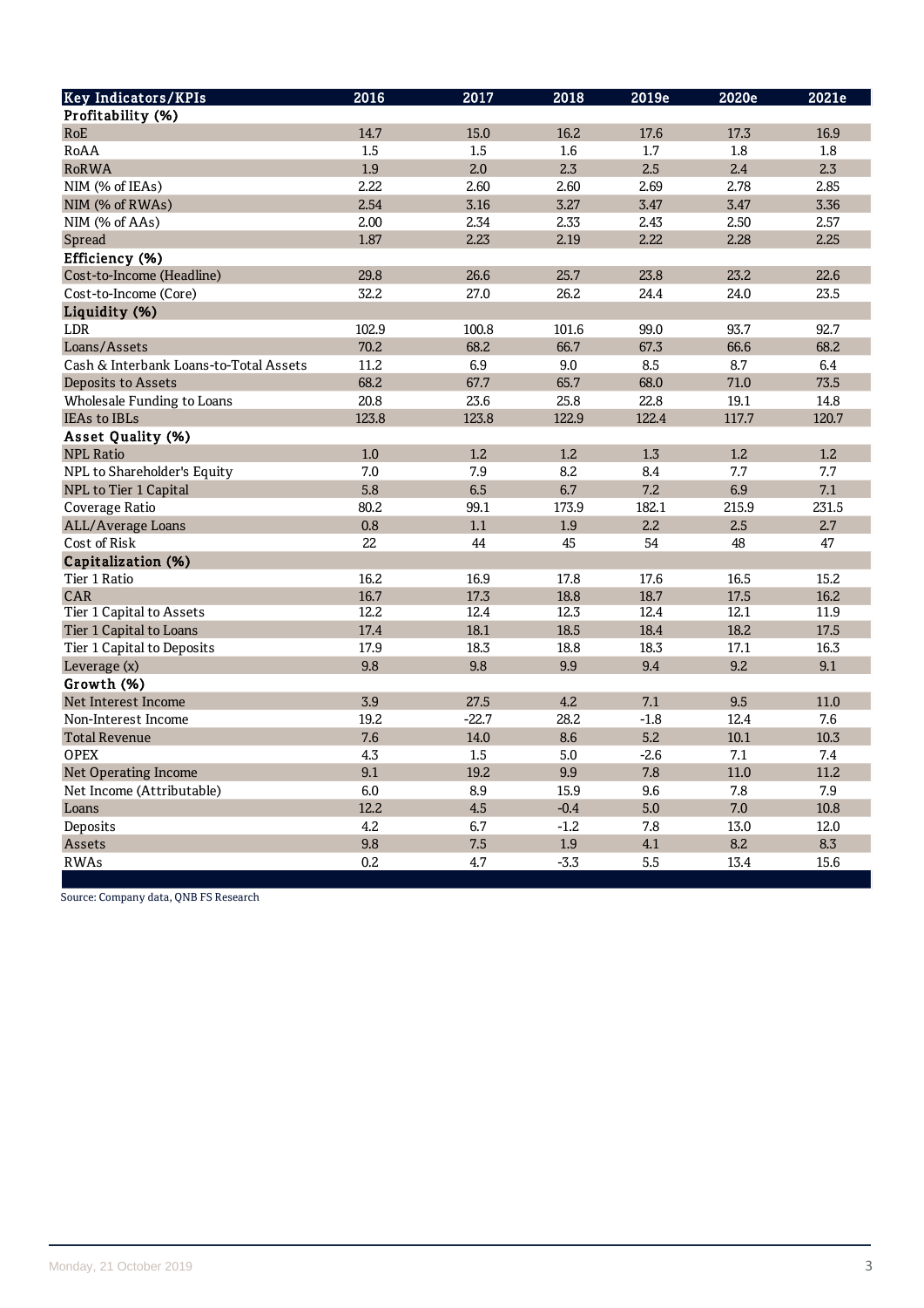| Key Indicators/KPIs | 2016 | 2017 | 2018 | 2019e | 2020e | 2021e |
|---|---|---|---|---|---|---|
| **Profitability (%)** | | | | | | |
| RoE | 14.7 | 15.0 | 16.2 | 17.6 | 17.3 | 16.9 |
| RoAA | 1.5 | 1.5 | 1.6 | 1.7 | 1.8 | 1.8 |
| RoRWA | 1.9 | 2.0 | 2.3 | 2.5 | 2.4 | 2.3 |
| NIM (% of IEAs) | 2.22 | 2.60 | 2.60 | 2.69 | 2.78 | 2.85 |
| NIM (% of RWAs) | 2.54 | 3.16 | 3.27 | 3.47 | 3.47 | 3.36 |
| NIM (% of AAs) | 2.00 | 2.34 | 2.33 | 2.43 | 2.50 | 2.57 |
| Spread | 1.87 | 2.23 | 2.19 | 2.22 | 2.28 | 2.25 |
| **Efficiency (%)** | | | | | | |
| Cost-to-Income (Headline) | 29.8 | 26.6 | 25.7 | 23.8 | 23.2 | 22.6 |
| Cost-to-Income (Core) | 32.2 | 27.0 | 26.2 | 24.4 | 24.0 | 23.5 |
| **Liquidity (%)** | | | | | | |
| LDR | 102.9 | 100.8 | 101.6 | 99.0 | 93.7 | 92.7 |
| Loans/Assets | 70.2 | 68.2 | 66.7 | 67.3 | 66.6 | 68.2 |
| Cash & Interbank Loans-to-Total Assets | 11.2 | 6.9 | 9.0 | 8.5 | 8.7 | 6.4 |
| Deposits to Assets | 68.2 | 67.7 | 65.7 | 68.0 | 71.0 | 73.5 |
| Wholesale Funding to Loans | 20.8 | 23.6 | 25.8 | 22.8 | 19.1 | 14.8 |
| IEAs to IBLs | 123.8 | 123.8 | 122.9 | 122.4 | 117.7 | 120.7 |
| **Asset Quality (%)** | | | | | | |
| NPL Ratio | 1.0 | 1.2 | 1.2 | 1.3 | 1.2 | 1.2 |
| NPL to Shareholder's Equity | 7.0 | 7.9 | 8.2 | 8.4 | 7.7 | 7.7 |
| NPL to Tier 1 Capital | 5.8 | 6.5 | 6.7 | 7.2 | 6.9 | 7.1 |
| Coverage Ratio | 80.2 | 99.1 | 173.9 | 182.1 | 215.9 | 231.5 |
| ALL/Average Loans | 0.8 | 1.1 | 1.9 | 2.2 | 2.5 | 2.7 |
| Cost of Risk | 22 | 44 | 45 | 54 | 48 | 47 |
| **Capitalization (%)** | | | | | | |
| Tier 1 Ratio | 16.2 | 16.9 | 17.8 | 17.6 | 16.5 | 15.2 |
| CAR | 16.7 | 17.3 | 18.8 | 18.7 | 17.5 | 16.2 |
| Tier 1 Capital to Assets | 12.2 | 12.4 | 12.3 | 12.4 | 12.1 | 11.9 |
| Tier 1 Capital to Loans | 17.4 | 18.1 | 18.5 | 18.4 | 18.2 | 17.5 |
| Tier 1 Capital to Deposits | 17.9 | 18.3 | 18.8 | 18.3 | 17.1 | 16.3 |
| Leverage (x) | 9.8 | 9.8 | 9.9 | 9.4 | 9.2 | 9.1 |
| **Growth (%)** | | | | | | |
| Net Interest Income | 3.9 | 27.5 | 4.2 | 7.1 | 9.5 | 11.0 |
| Non-Interest Income | 19.2 | -22.7 | 28.2 | -1.8 | 12.4 | 7.6 |
| Total Revenue | 7.6 | 14.0 | 8.6 | 5.2 | 10.1 | 10.3 |
| OPEX | 4.3 | 1.5 | 5.0 | -2.6 | 7.1 | 7.4 |
| Net Operating Income | 9.1 | 19.2 | 9.9 | 7.8 | 11.0 | 11.2 |
| Net Income (Attributable) | 6.0 | 8.9 | 15.9 | 9.6 | 7.8 | 7.9 |
| Loans | 12.2 | 4.5 | -0.4 | 5.0 | 7.0 | 10.8 |
| Deposits | 4.2 | 6.7 | -1.2 | 7.8 | 13.0 | 12.0 |
| Assets | 9.8 | 7.5 | 1.9 | 4.1 | 8.2 | 8.3 |
| RWAs | 0.2 | 4.7 | -3.3 | 5.5 | 13.4 | 15.6 |

Source: Company data, QNB FS Research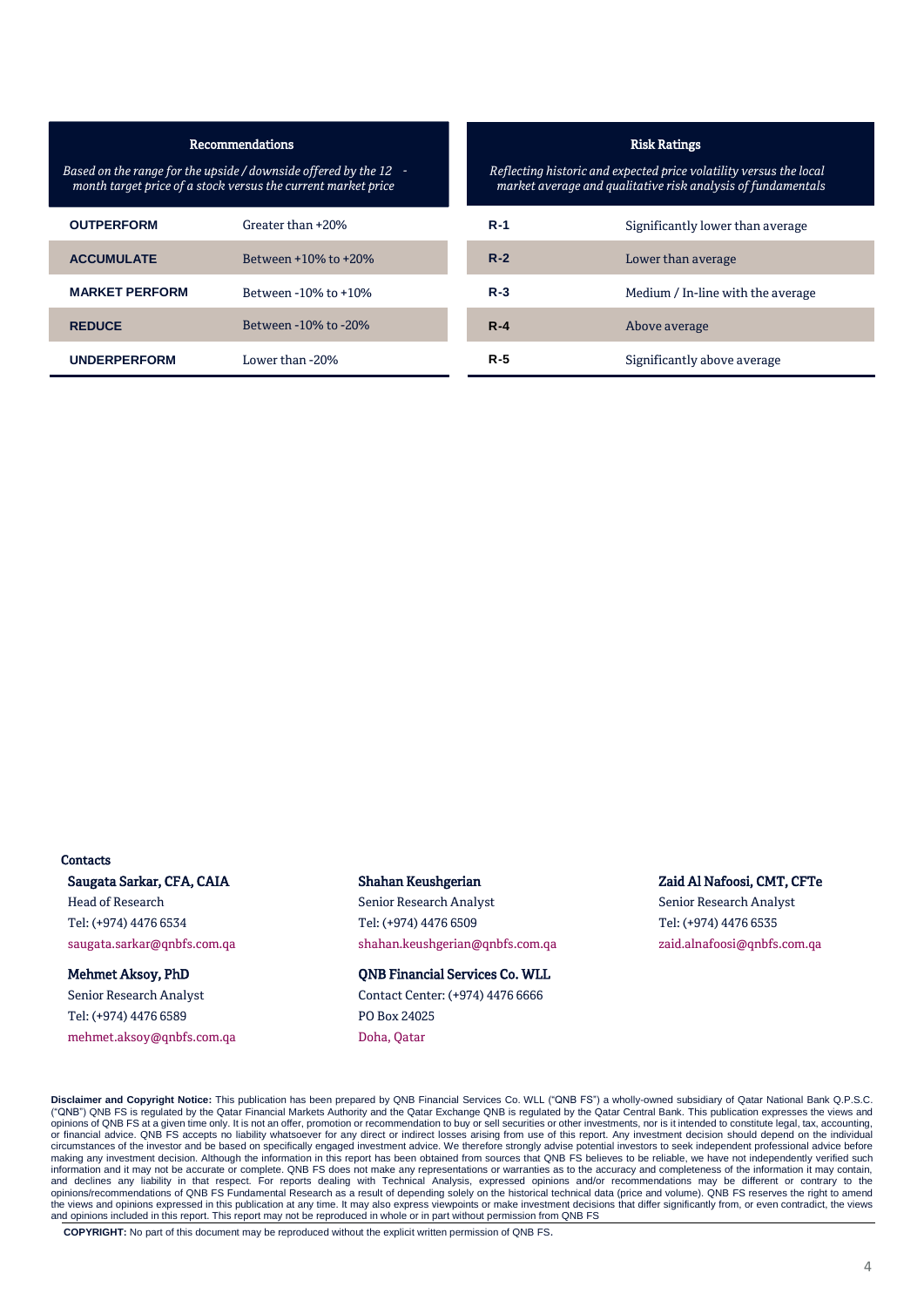| Recommendations | |
|---|---|
| *Based on the range for the upside / downside offered by the 12 - month target price of a stock versus the current market price* | |
| **OUTPERFORM** | Greater than +20% |
| **ACCUMULATE** | Between +10% to +20% |
| **MARKET PERFORM** | Between -10% to +10% |
| **REDUCE** | Between -10% to -20% |
| **UNDERPERFORM** | Lower than -20% |

| Risk Ratings | |
|---|---|
| *Reflecting historic and expected price volatility versus the local market average and qualitative risk analysis of fundamentals* | |
| **R-1** | Significantly lower than average |
| **R-2** | Lower than average |
| **R-3** | Medium / In-line with the average |
| **R-4** | Above average |
| **R-5** | Significantly above average |

**Contacts**

**Saugata Sarkar, CFA, CAIA**
Head of Research
Tel: (+974) 4476 6534
saugata.sarkar@qnbfs.com.qa

**Shahan Keushgerian**
Senior Research Analyst
Tel: (+974) 4476 6509
shahan.keushgerian@qnbfs.com.qa

**Zaid Al Nafoosi, CMT, CFTe**
Senior Research Analyst
Tel: (+974) 4476 6535
zaid.alnafoosi@qnbfs.com.qa

**Mehmet Aksoy, PhD**
Senior Research Analyst
Tel: (+974) 4476 6589
mehmet.aksoy@qnbfs.com.qa

**QNB Financial Services Co. WLL**
Contact Center: (+974) 4476 6666
PO Box 24025
Doha, Qatar

**Disclaimer and Copyright Notice:** This publication has been prepared by QNB Financial Services Co. WLL ("QNB FS") a wholly-owned subsidiary of Qatar National Bank Q.P.S.C. ("QNB") QNB FS is regulated by the Qatar Financial Markets Authority and the Qatar Exchange QNB is regulated by the Qatar Central Bank. This publication expresses the views and opinions of QNB FS at a given time only. It is not an offer, promotion or recommendation to buy or sell securities or other investments, nor is it intended to constitute legal, tax, accounting, or financial advice. QNB FS accepts no liability whatsoever for any direct or indirect losses arising from use of this report. Any investment decision should depend on the individual circumstances of the investor and be based on specifically engaged investment advice. We therefore strongly advise potential investors to seek independent professional advice before making any investment decision. Although the information in this report has been obtained from sources that QNB FS believes to be reliable, we have not independently verified such information and it may not be accurate or complete. QNB FS does not make any representations or warranties as to the accuracy and completeness of the information it may contain, and declines any liability in that respect. For reports dealing with Technical Analysis, expressed opinions and/or recommendations may be different or contrary to the opinions/recommendations of QNB FS Fundamental Research as a result of depending solely on the historical technical data (price and volume). QNB FS reserves the right to amend the views and opinions expressed in this publication at any time. It may also express viewpoints or make investment decisions that differ significantly from, or even contradict, the views and opinions included in this report. This report may not be reproduced in whole or in part without permission from QNB FS

**COPYRIGHT:** No part of this document may be reproduced without the explicit written permission of QNB FS.